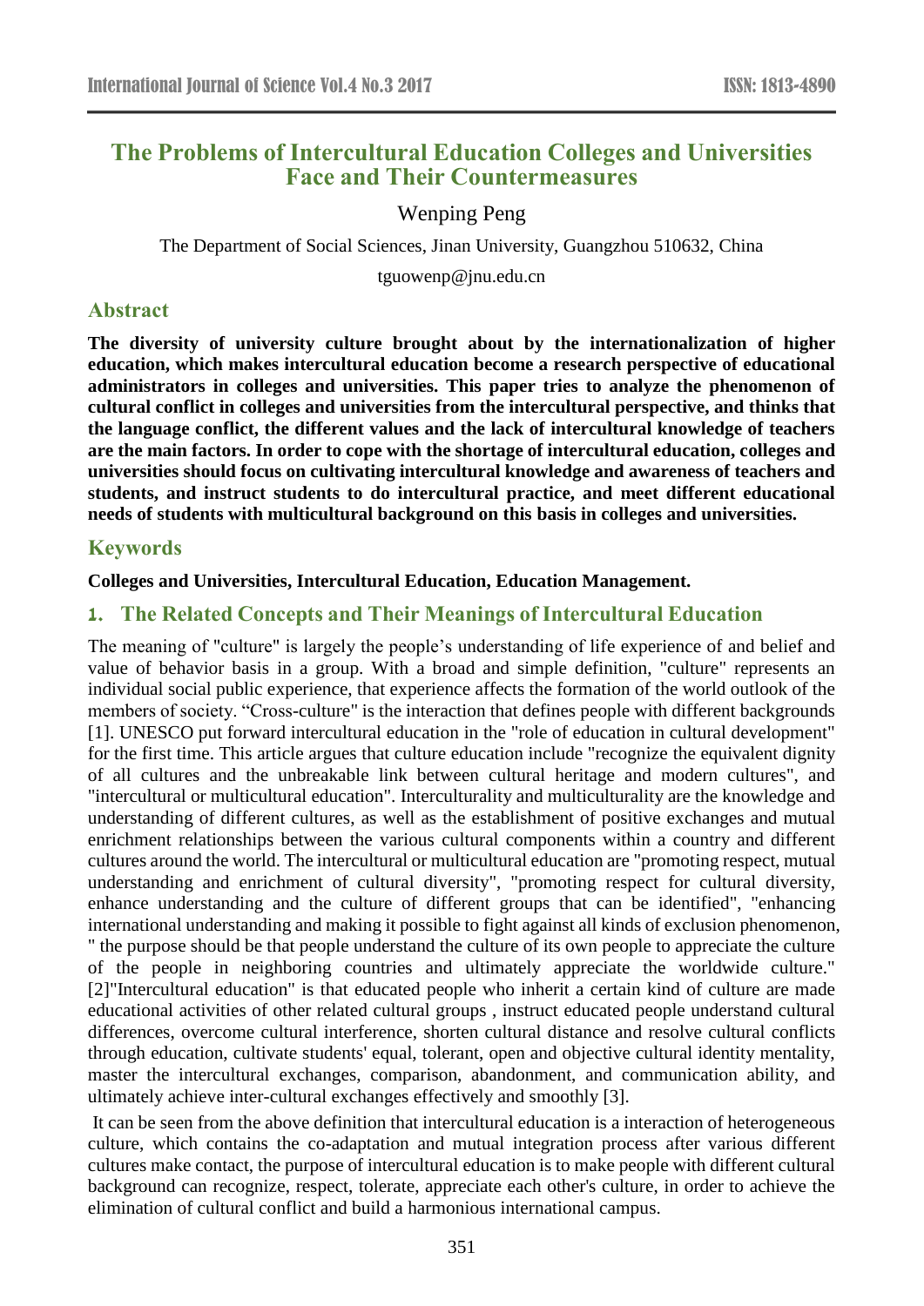# The Problems of Intercultural Education Colleges and Universities Face and Their Countermeasures

Wenping Peng

The Department of Social Sciences, Jinan University, Guangzhou 510632, China

tguowenp@jnu.edu.cn

## Abstract

**The diversity of university culture brought about by the internationalization of higher education, which makes intercultural education become a research perspective of educational administrators in colleges and universities. This paper tries to analyze the phenomenon of cultural conflict in colleges and universities from the intercultural perspective, and thinks that the language conflict, the different values and the lack of intercultural knowledge of teachers are the main factors. In order to cope with the shortage of intercultural education, colleges and universities should focus on cultivating intercultural knowledge and awareness of teachers and students, and instruct students to do intercultural practice, and meet different educational needs of students with multicultural background on this basis in colleges and universities.**

## Keywords

**Colleges and Universities, Intercultural Education, Education Management.**

## 1. The Related Concepts and Their Meanings of Intercultural Education

The meaning of "culture" is largely the people's understanding of life experience of and belief and value of behavior basis in a group. With a broad and simple definition, "culture" represents an individual social public experience, that experience affects the formation of the world outlook of the members of society. "Cross-culture" is the interaction that defines people with different backgrounds [1]. UNESCO put forward intercultural education in the "role of education in cultural development" for the first time. This article argues that culture education include "recognize the equivalent dignity of all cultures and the unbreakable link between cultural heritage and modern cultures", and "intercultural or multicultural education". Interculturality and multiculturality are the knowledge and understanding of different cultures, as well as the establishment of positive exchanges and mutual enrichment relationships between the various cultural components within a country and different cultures around the world. The intercultural or multicultural education are "promoting respect, mutual understanding and enrichment of cultural diversity", "promoting respect for cultural diversity, enhance understanding and the culture of different groups that can be identified", "enhancing international understanding and making it possible to fight against all kinds of exclusion phenomenon, " the purpose should be that people understand the culture of its own people to appreciate the culture of the people in neighboring countries and ultimately appreciate the worldwide culture." [2]"Intercultural education" is that educated people who inherit a certain kind of culture are made educational activities of other related cultural groups , instruct educated people understand cultural differences, overcome cultural interference, shorten cultural distance and resolve cultural conflicts through education, cultivate students' equal, tolerant, open and objective cultural identity mentality, master the intercultural exchanges, comparison, abandonment, and communication ability, and ultimately achieve inter-cultural exchanges effectively and smoothly [3].

It can be seen from the above definition that intercultural education is a interaction of heterogeneous culture, which contains the co-adaptation and mutual integration process after various different cultures make contact, the purpose of intercultural education is to make people with different cultural background can recognize, respect, tolerate, appreciate each other's culture, in order to achieve the elimination of cultural conflict and build a harmonious international campus.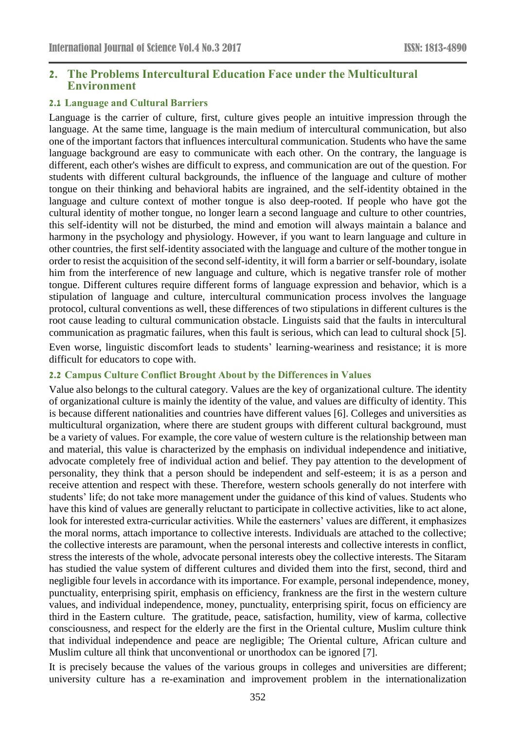## 2. The Problems Intercultural Education Face under the Multicultural Environment

### 2.1 Language and Cultural Barriers

Language is the carrier of culture, first, culture gives people an intuitive impression through the language. At the same time, language is the main medium of intercultural communication, but also one of the important factors that influences intercultural communication. Students who have the same language background are easy to communicate with each other. On the contrary, the language is different, each other's wishes are difficult to express, and communication are out of the question. For students with different cultural backgrounds, the influence of the language and culture of mother tongue on their thinking and behavioral habits are ingrained, and the self-identity obtained in the language and culture context of mother tongue is also deep-rooted. If people who have got the cultural identity of mother tongue, no longer learn a second language and culture to other countries, this self-identity will not be disturbed, the mind and emotion will always maintain a balance and harmony in the psychology and physiology. However, if you want to learn language and culture in other countries, the first self-identity associated with the language and culture of the mother tongue in order to resist the acquisition of the second self-identity, it will form a barrier or self-boundary, isolate him from the interference of new language and culture, which is negative transfer role of mother tongue. Different cultures require different forms of language expression and behavior, which is a stipulation of language and culture, intercultural communication process involves the language protocol, cultural conventions as well, these differences of two stipulations in different cultures is the root cause leading to cultural communication obstacle. Linguists said that the faults in intercultural communication as pragmatic failures, when this fault is serious, which can lead to cultural shock [5].

Even worse, linguistic discomfort leads to students' learning-weariness and resistance; it is more difficult for educators to cope with.

### 2.2 Campus Culture Conflict Brought About by the Differences in Values

Value also belongs to the cultural category. Values are the key of organizational culture. The identity of organizational culture is mainly the identity of the value, and values are difficulty of identity. This is because different nationalities and countries have different values [6]. Colleges and universities as multicultural organization, where there are student groups with different cultural background, must be a variety of values. For example, the core value of western culture is the relationship between man and material, this value is characterized by the emphasis on individual independence and initiative, advocate completely free of individual action and belief. They pay attention to the development of personality, they think that a person should be independent and self-esteem; it is as a person and receive attention and respect with these. Therefore, western schools generally do not interfere with students' life; do not take more management under the guidance of this kind of values. Students who have this kind of values are generally reluctant to participate in collective activities, like to act alone, look for interested extra-curricular activities. While the easterners' values are different, it emphasizes the moral norms, attach importance to collective interests. Individuals are attached to the collective; the collective interests are paramount, when the personal interests and collective interests in conflict, stress the interests of the whole, advocate personal interests obey the collective interests. The Sitaram has studied the value system of different cultures and divided them into the first, second, third and negligible four levels in accordance with its importance. For example, personal independence, money, punctuality, enterprising spirit, emphasis on efficiency, frankness are the first in the western culture values, and individual independence, money, punctuality, enterprising spirit, focus on efficiency are third in the Eastern culture. The gratitude, peace, satisfaction, humility, view of karma, collective consciousness, and respect for the elderly are the first in the Oriental culture, Muslim culture think that individual independence and peace are negligible; The Oriental culture, African culture and Muslim culture all think that unconventional or unorthodox can be ignored [7].

It is precisely because the values of the various groups in colleges and universities are different; university culture has a re-examination and improvement problem in the internationalization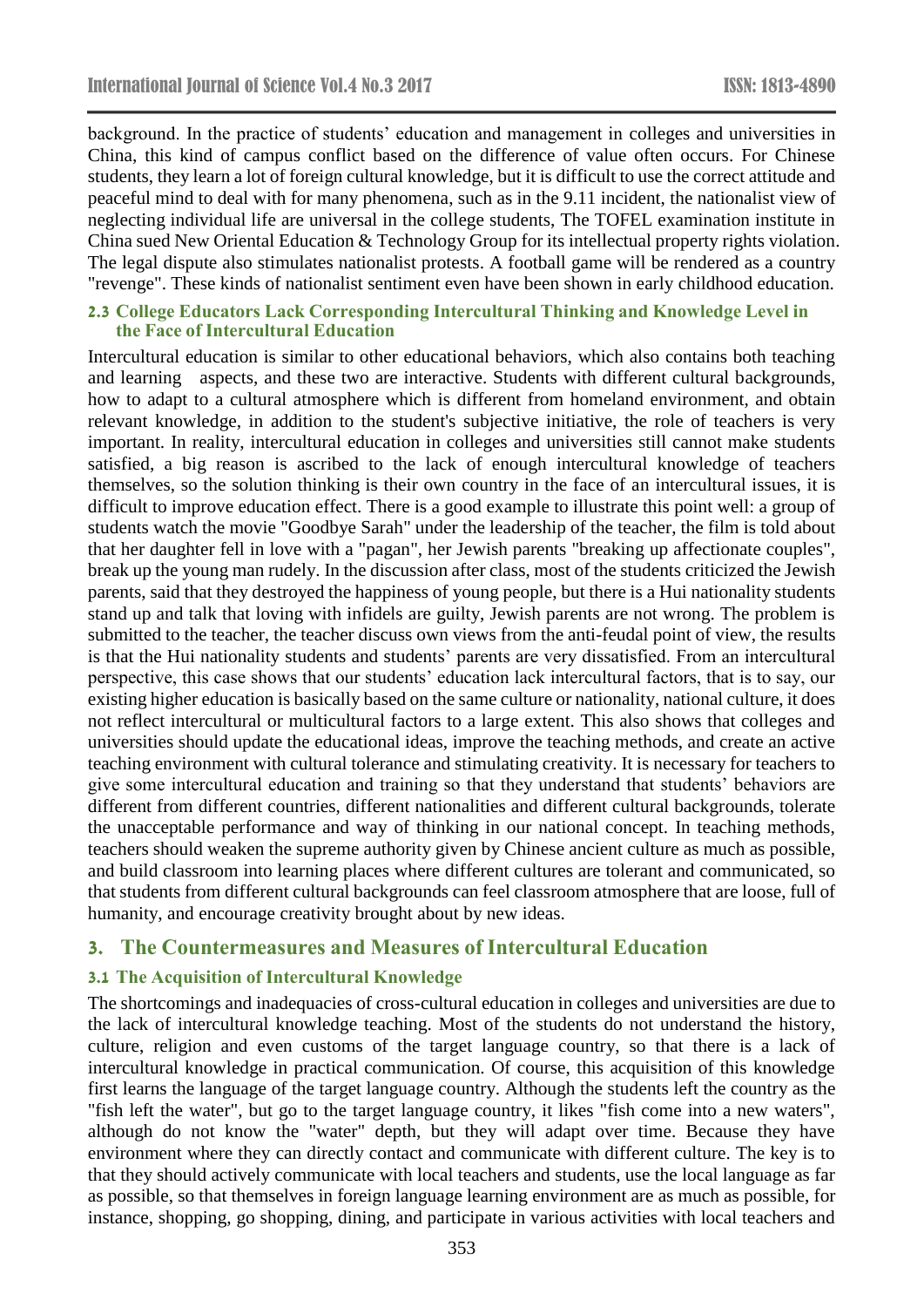background. In the practice of students' education and management in colleges and universities in China, this kind of campus conflict based on the difference of value often occurs. For Chinese students, they learn a lot of foreign cultural knowledge, but it is difficult to use the correct attitude and peaceful mind to deal with for many phenomena, such as in the 9.11 incident, the nationalist view of neglecting individual life are universal in the college students, The TOFEL examination institute in China sued New Oriental Education & Technology Group for its intellectual property rights violation. The legal dispute also stimulates nationalist protests. A football game will be rendered as a country "revenge". These kinds of nationalist sentiment even have been shown in early childhood education.

### 2.3 College Educators Lack Corresponding Intercultural Thinking and Knowledge Level in the Face of Intercultural Education

Intercultural education is similar to other educational behaviors, which also contains both teaching and learning aspects, and these two are interactive. Students with different cultural backgrounds, how to adapt to a cultural atmosphere which is different from homeland environment, and obtain relevant knowledge, in addition to the student's subjective initiative, the role of teachers is very important. In reality, intercultural education in colleges and universities still cannot make students satisfied, a big reason is ascribed to the lack of enough intercultural knowledge of teachers themselves, so the solution thinking is their own country in the face of an intercultural issues, it is difficult to improve education effect. There is a good example to illustrate this point well: a group of students watch the movie "Goodbye Sarah" under the leadership of the teacher, the film is told about that her daughter fell in love with a "pagan", her Jewish parents "breaking up affectionate couples", break up the young man rudely. In the discussion after class, most of the students criticized the Jewish parents, said that they destroyed the happiness of young people, but there is a Hui nationality students stand up and talk that loving with infidels are guilty, Jewish parents are not wrong. The problem is submitted to the teacher, the teacher discuss own views from the anti-feudal point of view, the results is that the Hui nationality students and students' parents are very dissatisfied. From an intercultural perspective, this case shows that our students' education lack intercultural factors, that is to say, our existing higher education is basically based on the same culture or nationality, national culture, it does not reflect intercultural or multicultural factors to a large extent. This also shows that colleges and universities should update the educational ideas, improve the teaching methods, and create an active teaching environment with cultural tolerance and stimulating creativity. It is necessary for teachers to give some intercultural education and training so that they understand that students' behaviors are different from different countries, different nationalities and different cultural backgrounds, tolerate the unacceptable performance and way of thinking in our national concept. In teaching methods, teachers should weaken the supreme authority given by Chinese ancient culture as much as possible, and build classroom into learning places where different cultures are tolerant and communicated, so that students from different cultural backgrounds can feel classroom atmosphere that are loose, full of humanity, and encourage creativity brought about by new ideas.

## 3. The Countermeasures and Measures of Intercultural Education

### 3.1 The Acquisition of Intercultural Knowledge

The shortcomings and inadequacies of cross-cultural education in colleges and universities are due to the lack of intercultural knowledge teaching. Most of the students do not understand the history, culture, religion and even customs of the target language country, so that there is a lack of intercultural knowledge in practical communication. Of course, this acquisition of this knowledge first learns the language of the target language country. Although the students left the country as the "fish left the water", but go to the target language country, it likes "fish come into a new waters", although do not know the "water" depth, but they will adapt over time. Because they have environment where they can directly contact and communicate with different culture. The key is to that they should actively communicate with local teachers and students, use the local language as far as possible, so that themselves in foreign language learning environment are as much as possible, for instance, shopping, go shopping, dining, and participate in various activities with local teachers and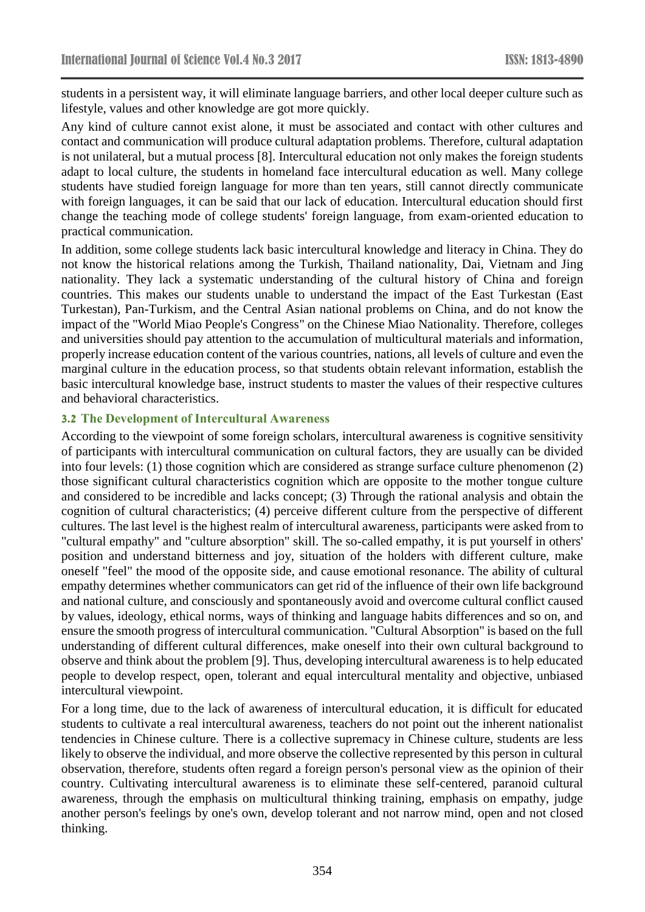students in a persistent way, it will eliminate language barriers, and other local deeper culture such as lifestyle, values and other knowledge are got more quickly.

Any kind of culture cannot exist alone, it must be associated and contact with other cultures and contact and communication will produce cultural adaptation problems. Therefore, cultural adaptation is not unilateral, but a mutual process [8]. Intercultural education not only makes the foreign students adapt to local culture, the students in homeland face intercultural education as well. Many college students have studied foreign language for more than ten years, still cannot directly communicate with foreign languages, it can be said that our lack of education. Intercultural education should first change the teaching mode of college students' foreign language, from exam-oriented education to practical communication.

In addition, some college students lack basic intercultural knowledge and literacy in China. They do not know the historical relations among the Turkish, Thailand nationality, Dai, Vietnam and Jing nationality. They lack a systematic understanding of the cultural history of China and foreign countries. This makes our students unable to understand the impact of the East Turkestan (East Turkestan), Pan-Turkism, and the Central Asian national problems on China, and do not know the impact of the "World Miao People's Congress" on the Chinese Miao Nationality. Therefore, colleges and universities should pay attention to the accumulation of multicultural materials and information, properly increase education content of the various countries, nations, all levels of culture and even the marginal culture in the education process, so that students obtain relevant information, establish the basic intercultural knowledge base, instruct students to master the values of their respective cultures and behavioral characteristics.

### 3.2 The Development of Intercultural Awareness

According to the viewpoint of some foreign scholars, intercultural awareness is cognitive sensitivity of participants with intercultural communication on cultural factors, they are usually can be divided into four levels: (1) those cognition which are considered as strange surface culture phenomenon (2) those significant cultural characteristics cognition which are opposite to the mother tongue culture and considered to be incredible and lacks concept; (3) Through the rational analysis and obtain the cognition of cultural characteristics; (4) perceive different culture from the perspective of different cultures. The last level is the highest realm of intercultural awareness, participants were asked from to "cultural empathy" and "culture absorption" skill. The so-called empathy, it is put yourself in others' position and understand bitterness and joy, situation of the holders with different culture, make oneself "feel" the mood of the opposite side, and cause emotional resonance. The ability of cultural empathy determines whether communicators can get rid of the influence of their own life background and national culture, and consciously and spontaneously avoid and overcome cultural conflict caused by values, ideology, ethical norms, ways of thinking and language habits differences and so on, and ensure the smooth progress of intercultural communication. "Cultural Absorption" is based on the full understanding of different cultural differences, make oneself into their own cultural background to observe and think about the problem [9]. Thus, developing intercultural awareness is to help educated people to develop respect, open, tolerant and equal intercultural mentality and objective, unbiased intercultural viewpoint.

For a long time, due to the lack of awareness of intercultural education, it is difficult for educated students to cultivate a real intercultural awareness, teachers do not point out the inherent nationalist tendencies in Chinese culture. There is a collective supremacy in Chinese culture, students are less likely to observe the individual, and more observe the collective represented by this person in cultural observation, therefore, students often regard a foreign person's personal view as the opinion of their country. Cultivating intercultural awareness is to eliminate these self-centered, paranoid cultural awareness, through the emphasis on multicultural thinking training, emphasis on empathy, judge another person's feelings by one's own, develop tolerant and not narrow mind, open and not closed thinking.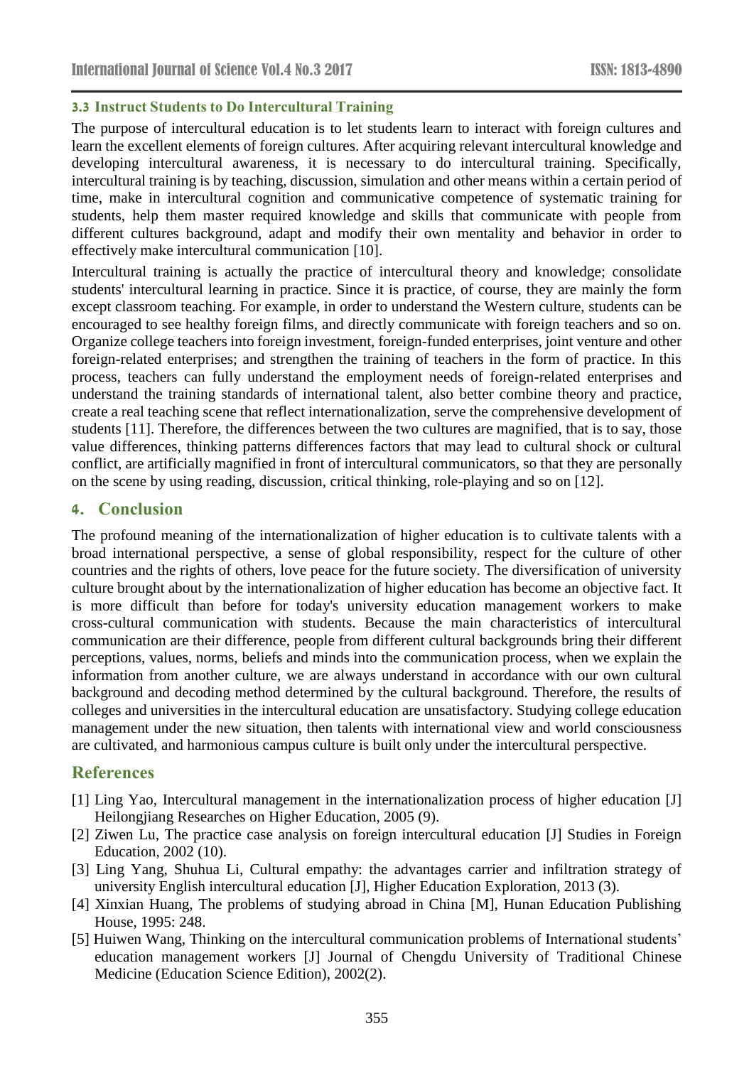### 3.3 Instruct Students to Do Intercultural Training

The purpose of intercultural education is to let students learn to interact with foreign cultures and learn the excellent elements of foreign cultures. After acquiring relevant intercultural knowledge and developing intercultural awareness, it is necessary to do intercultural training. Specifically, intercultural training is by teaching, discussion, simulation and other means within a certain period of time, make in intercultural cognition and communicative competence of systematic training for students, help them master required knowledge and skills that communicate with people from different cultures background, adapt and modify their own mentality and behavior in order to effectively make intercultural communication [10].

Intercultural training is actually the practice of intercultural theory and knowledge; consolidate students' intercultural learning in practice. Since it is practice, of course, they are mainly the form except classroom teaching. For example, in order to understand the Western culture, students can be encouraged to see healthy foreign films, and directly communicate with foreign teachers and so on. Organize college teachers into foreign investment, foreign-funded enterprises, joint venture and other foreign-related enterprises; and strengthen the training of teachers in the form of practice. In this process, teachers can fully understand the employment needs of foreign-related enterprises and understand the training standards of international talent, also better combine theory and practice, create a real teaching scene that reflect internationalization, serve the comprehensive development of students [11]. Therefore, the differences between the two cultures are magnified, that is to say, those value differences, thinking patterns differences factors that may lead to cultural shock or cultural conflict, are artificially magnified in front of intercultural communicators, so that they are personally on the scene by using reading, discussion, critical thinking, role-playing and so on [12].

## 4. Conclusion

The profound meaning of the internationalization of higher education is to cultivate talents with a broad international perspective, a sense of global responsibility, respect for the culture of other countries and the rights of others, love peace for the future society. The diversification of university culture brought about by the internationalization of higher education has become an objective fact. It is more difficult than before for today's university education management workers to make cross-cultural communication with students. Because the main characteristics of intercultural communication are their difference, people from different cultural backgrounds bring their different perceptions, values, norms, beliefs and minds into the communication process, when we explain the information from another culture, we are always understand in accordance with our own cultural background and decoding method determined by the cultural background. Therefore, the results of colleges and universities in the intercultural education are unsatisfactory. Studying college education management under the new situation, then talents with international view and world consciousness are cultivated, and harmonious campus culture is built only under the intercultural perspective.

## References

[1] Ling Yao, Intercultural management in the internationalization process of higher education [J] Heilongjiang Researches on Higher Education, 2005 (9).

[2] Ziwen Lu, The practice case analysis on foreign intercultural education [J] Studies in Foreign Education, 2002 (10).

[3] Ling Yang, Shuhua Li, Cultural empathy: the advantages carrier and infiltration strategy of university English intercultural education [J], Higher Education Exploration, 2013 (3).

[4] Xinxian Huang, The problems of studying abroad in China [M], Hunan Education Publishing House, 1995: 248.

[5] Huiwen Wang, Thinking on the intercultural communication problems of International students' education management workers [J] Journal of Chengdu University of Traditional Chinese Medicine (Education Science Edition), 2002(2).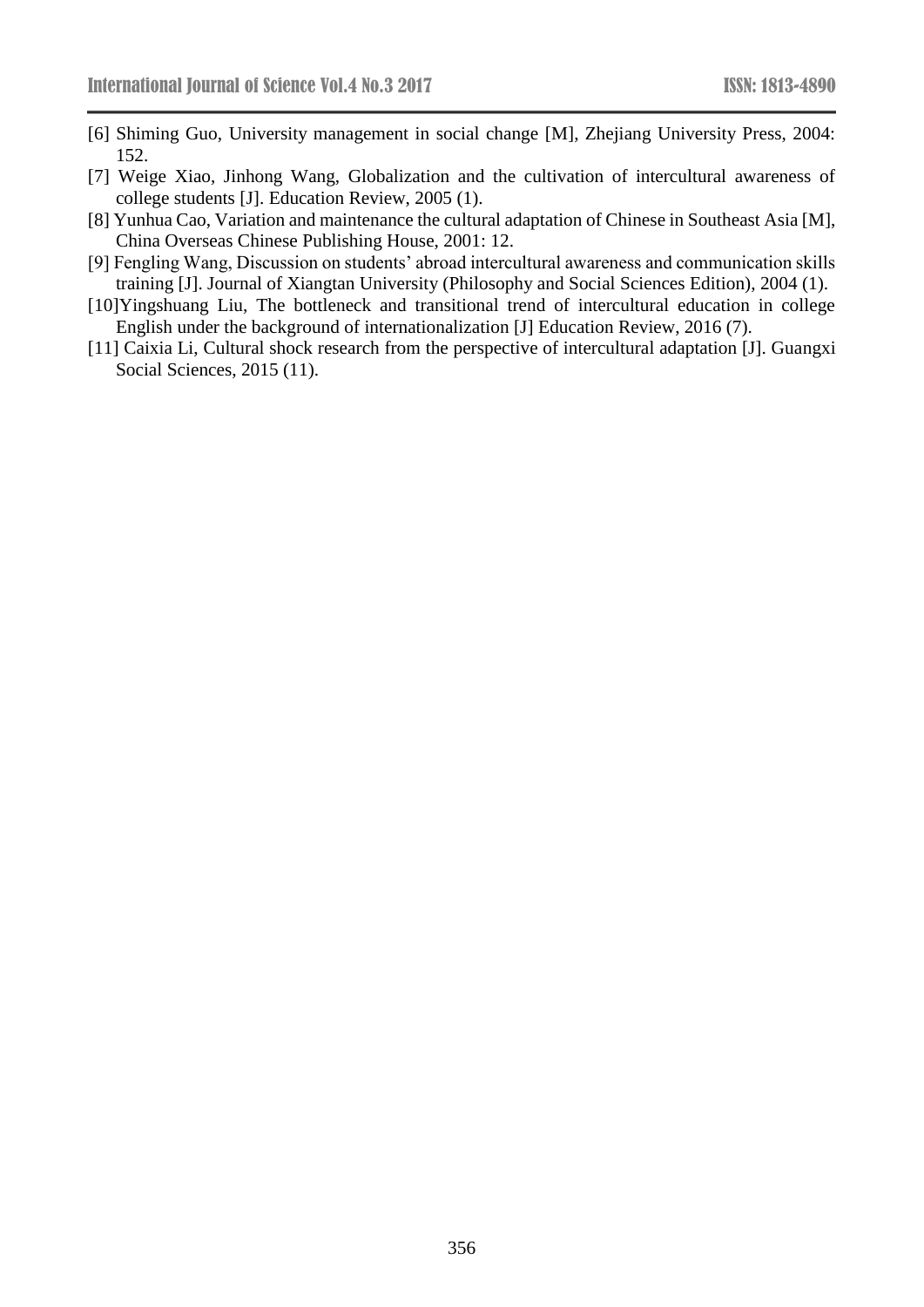[6] Shiming Guo, University management in social change [M], Zhejiang University Press, 2004: 152.

[7] Weige Xiao, Jinhong Wang, Globalization and the cultivation of intercultural awareness of college students [J]. Education Review, 2005 (1).

[8] Yunhua Cao, Variation and maintenance the cultural adaptation of Chinese in Southeast Asia [M], China Overseas Chinese Publishing House, 2001: 12.

[9] Fengling Wang, Discussion on students' abroad intercultural awareness and communication skills training [J]. Journal of Xiangtan University (Philosophy and Social Sciences Edition), 2004 (1).

[10]Yingshuang Liu, The bottleneck and transitional trend of intercultural education in college English under the background of internationalization [J] Education Review, 2016 (7).

[11] Caixia Li, Cultural shock research from the perspective of intercultural adaptation [J]. Guangxi Social Sciences, 2015 (11).